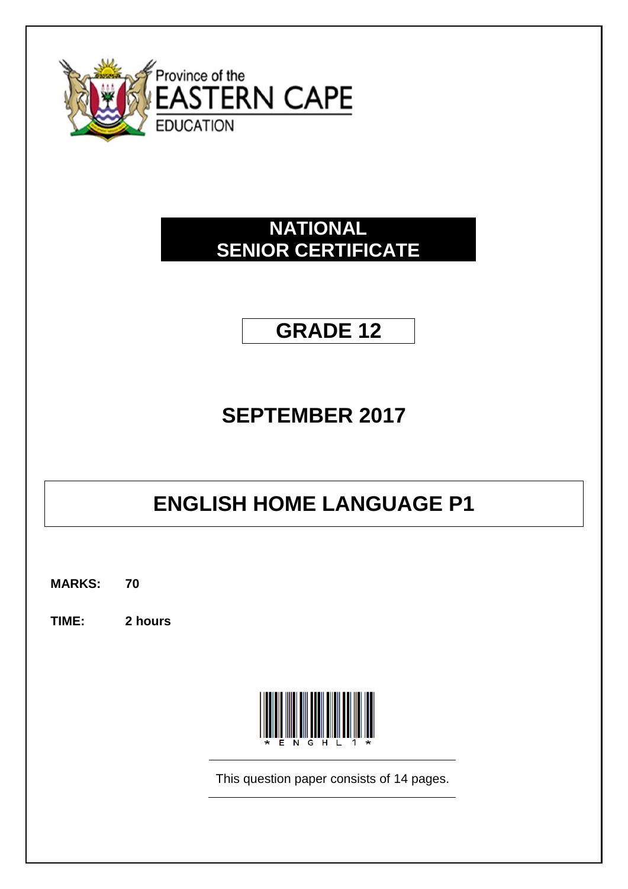Province of the
EASTERN CAPE
EDUCATION

# NATIONAL SENIOR CERTIFICATE

## GRADE 12

## SEPTEMBER 2017

# ENGLISH HOME LANGUAGE P1

**MARKS:** **70**

**TIME:** **2 hours**

*ENGHL1*

This question paper consists of 14 pages.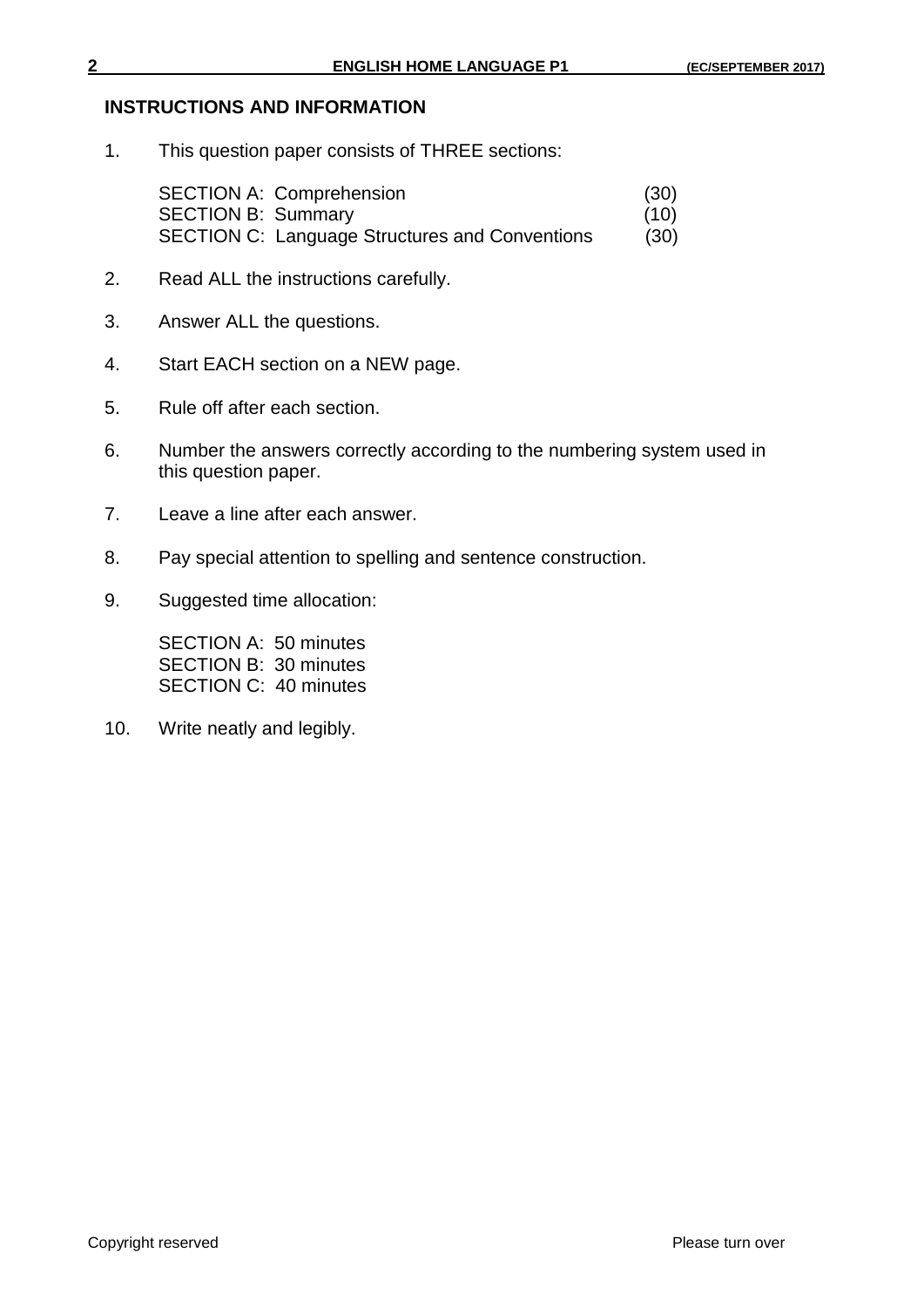## INSTRUCTIONS AND INFORMATION

1. This question paper consists of THREE sections:

   SECTION A: Comprehension (30)
   SECTION B: Summary (10)
   SECTION C: Language Structures and Conventions (30)

2. Read ALL the instructions carefully.

3. Answer ALL the questions.

4. Start EACH section on a NEW page.

5. Rule off after each section.

6. Number the answers correctly according to the numbering system used in this question paper.

7. Leave a line after each answer.

8. Pay special attention to spelling and sentence construction.

9. Suggested time allocation:

   SECTION A: 50 minutes
   SECTION B: 30 minutes
   SECTION C: 40 minutes

10. Write neatly and legibly.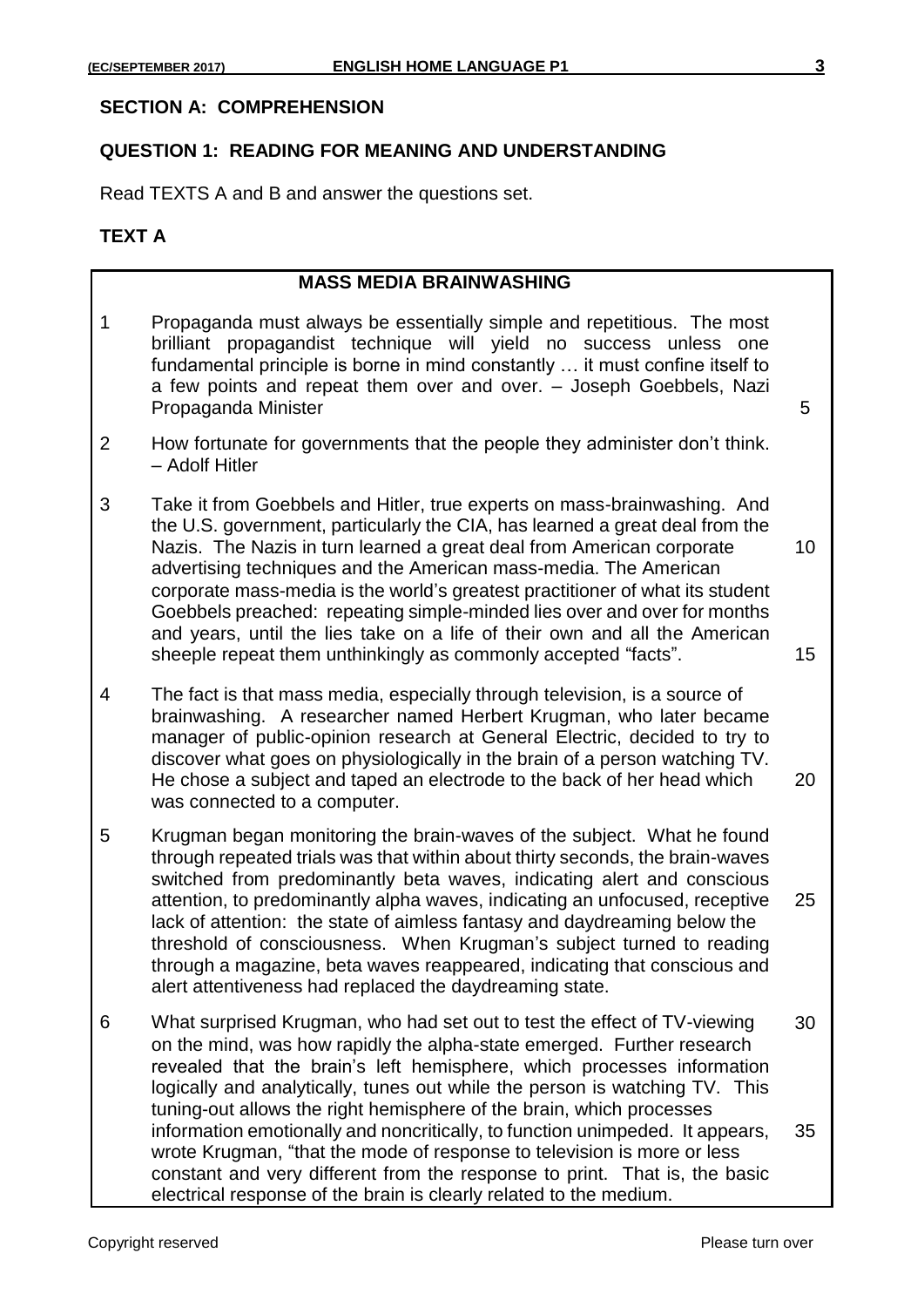## SECTION A: COMPREHENSION

### QUESTION 1: READING FOR MEANING AND UNDERSTANDING

Read TEXTS A and B and answer the questions set.

### TEXT A

**MASS MEDIA BRAINWASHING**

1 Propaganda must always be essentially simple and repetitious. The most brilliant propagandist technique will yield no success unless one fundamental principle is borne in mind constantly … it must confine itself to a few points and repeat them over and over. – Joseph Goebbels, Nazi Propaganda Minister

2 How fortunate for governments that the people they administer don't think. – Adolf Hitler

3 Take it from Goebbels and Hitler, true experts on mass-brainwashing. And the U.S. government, particularly the CIA, has learned a great deal from the Nazis. The Nazis in turn learned a great deal from American corporate advertising techniques and the American mass-media. The American corporate mass-media is the world's greatest practitioner of what its student Goebbels preached: repeating simple-minded lies over and over for months and years, until the lies take on a life of their own and all the American sheeple repeat them unthinkingly as commonly accepted "facts".

4 The fact is that mass media, especially through television, is a source of brainwashing. A researcher named Herbert Krugman, who later became manager of public-opinion research at General Electric, decided to try to discover what goes on physiologically in the brain of a person watching TV. He chose a subject and taped an electrode to the back of her head which was connected to a computer.

5 Krugman began monitoring the brain-waves of the subject. What he found through repeated trials was that within about thirty seconds, the brain-waves switched from predominantly beta waves, indicating alert and conscious attention, to predominantly alpha waves, indicating an unfocused, receptive lack of attention: the state of aimless fantasy and daydreaming below the threshold of consciousness. When Krugman's subject turned to reading through a magazine, beta waves reappeared, indicating that conscious and alert attentiveness had replaced the daydreaming state.

6 What surprised Krugman, who had set out to test the effect of TV-viewing on the mind, was how rapidly the alpha-state emerged. Further research revealed that the brain's left hemisphere, which processes information logically and analytically, tunes out while the person is watching TV. This tuning-out allows the right hemisphere of the brain, which processes information emotionally and noncritically, to function unimpeded. It appears, wrote Krugman, "that the mode of response to television is more or less constant and very different from the response to print. That is, the basic electrical response of the brain is clearly related to the medium.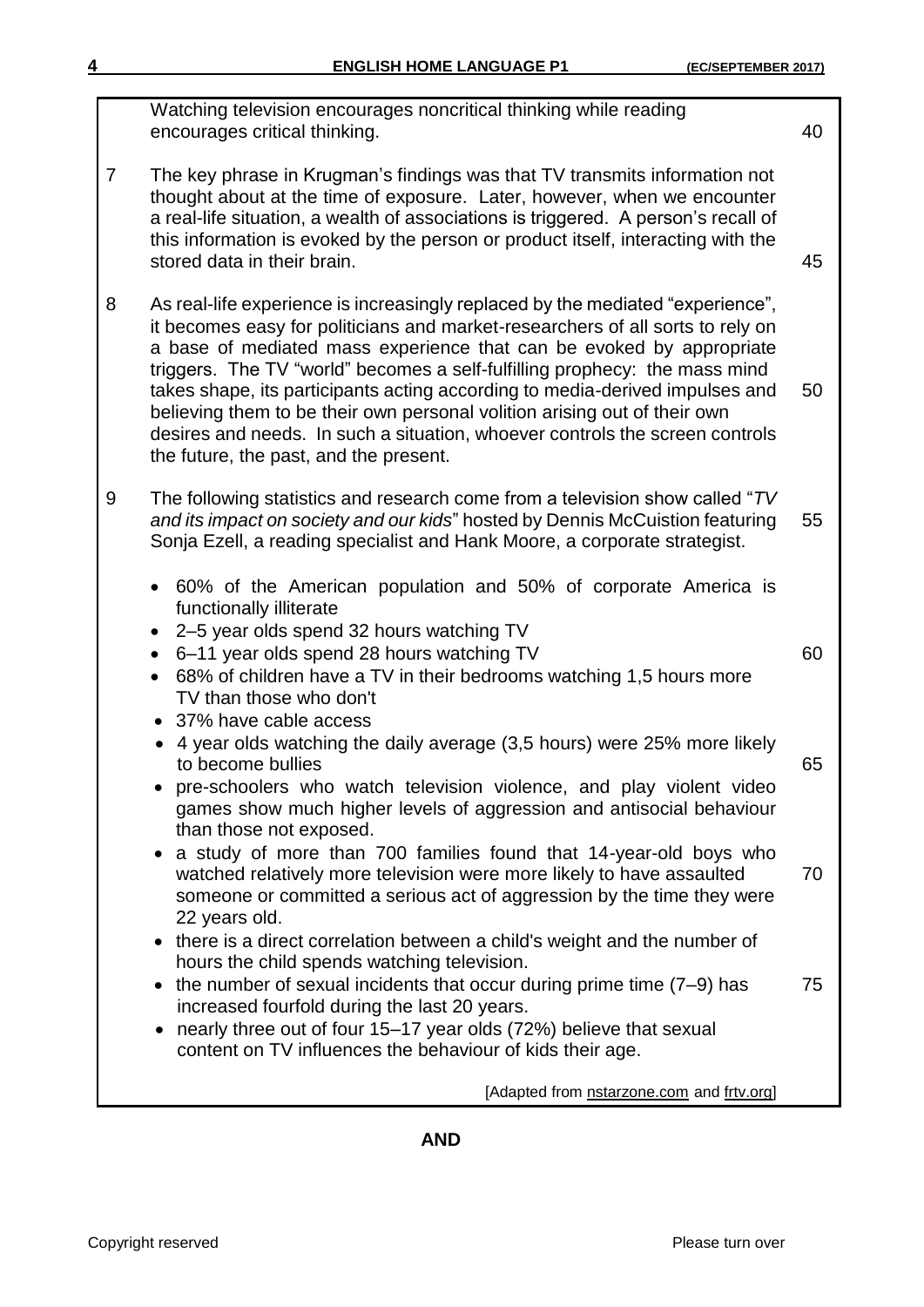Watching television encourages noncritical thinking while reading encourages critical thinking.

7 The key phrase in Krugman's findings was that TV transmits information not thought about at the time of exposure. Later, however, when we encounter a real-life situation, a wealth of associations is triggered. A person's recall of this information is evoked by the person or product itself, interacting with the stored data in their brain.

8 As real-life experience is increasingly replaced by the mediated "experience", it becomes easy for politicians and market-researchers of all sorts to rely on a base of mediated mass experience that can be evoked by appropriate triggers. The TV "world" becomes a self-fulfilling prophecy: the mass mind takes shape, its participants acting according to media-derived impulses and believing them to be their own personal volition arising out of their own desires and needs. In such a situation, whoever controls the screen controls the future, the past, and the present.

9 The following statistics and research come from a television show called "*TV and its impact on society and our kids*" hosted by Dennis McCuistion featuring Sonja Ezell, a reading specialist and Hank Moore, a corporate strategist.

- 60% of the American population and 50% of corporate America is functionally illiterate
- 2–5 year olds spend 32 hours watching TV
- 6–11 year olds spend 28 hours watching TV
- 68% of children have a TV in their bedrooms watching 1,5 hours more TV than those who don't
- 37% have cable access
- 4 year olds watching the daily average (3,5 hours) were 25% more likely to become bullies
- pre-schoolers who watch television violence, and play violent video games show much higher levels of aggression and antisocial behaviour than those not exposed.
- a study of more than 700 families found that 14-year-old boys who watched relatively more television were more likely to have assaulted someone or committed a serious act of aggression by the time they were 22 years old.
- there is a direct correlation between a child's weight and the number of hours the child spends watching television.
- the number of sexual incidents that occur during prime time (7–9) has increased fourfold during the last 20 years.
- nearly three out of four 15–17 year olds (72%) believe that sexual content on TV influences the behaviour of kids their age.

[Adapted from nstarzone.com and frtv.org]

**AND**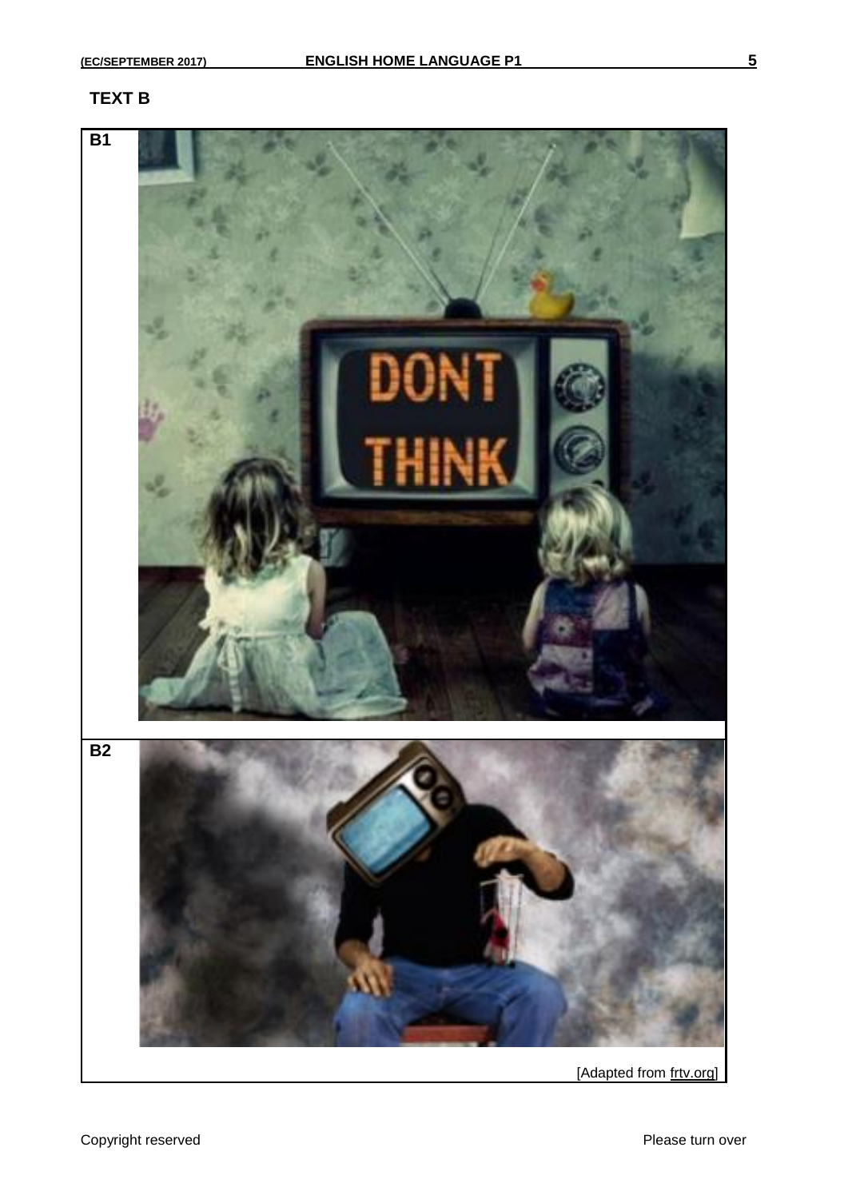**TEXT B**

B1

B2

[Adapted from frtv.org]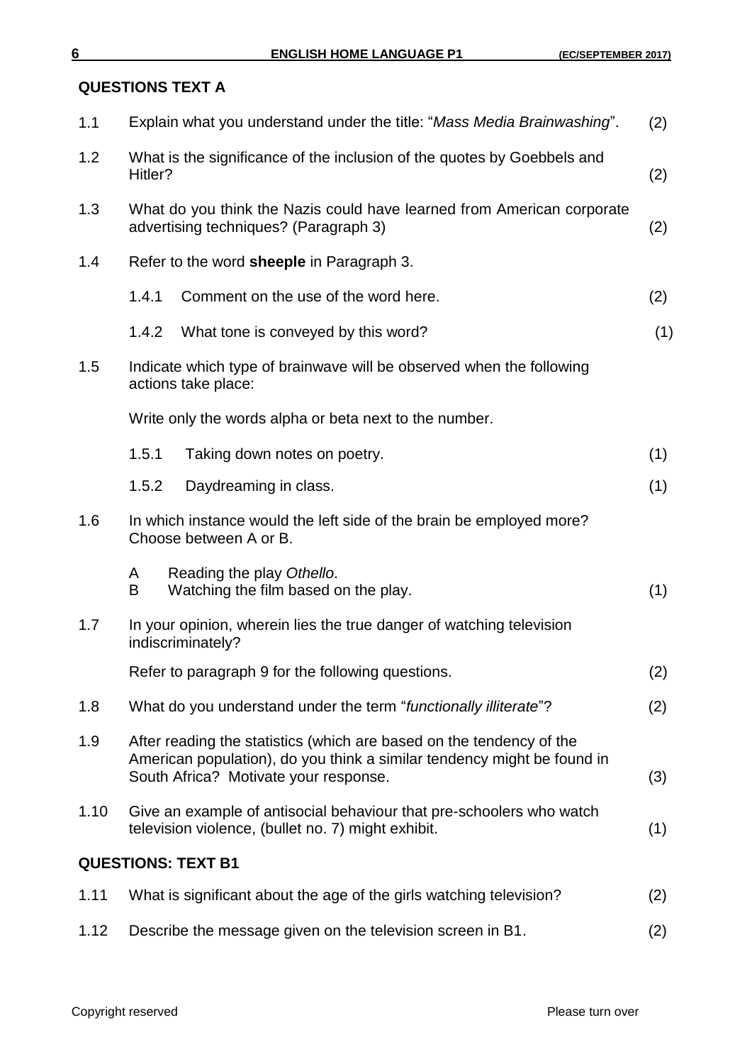## QUESTIONS TEXT A

1.1 Explain what you understand under the title: "*Mass Media Brainwashing*". (2)

1.2 What is the significance of the inclusion of the quotes by Goebbels and Hitler? (2)

1.3 What do you think the Nazis could have learned from American corporate advertising techniques? (Paragraph 3) (2)

1.4 Refer to the word **sheeple** in Paragraph 3.

  1.4.1 Comment on the use of the word here. (2)

  1.4.2 What tone is conveyed by this word? (1)

1.5 Indicate which type of brainwave will be observed when the following actions take place:

  Write only the words alpha or beta next to the number.

  1.5.1 Taking down notes on poetry. (1)

  1.5.2 Daydreaming in class. (1)

1.6 In which instance would the left side of the brain be employed more? Choose between A or B.

  A Reading the play *Othello*.
  B Watching the film based on the play. (1)

1.7 In your opinion, wherein lies the true danger of watching television indiscriminately?

  Refer to paragraph 9 for the following questions. (2)

1.8 What do you understand under the term "*functionally illiterate*"? (2)

1.9 After reading the statistics (which are based on the tendency of the American population), do you think a similar tendency might be found in South Africa? Motivate your response. (3)

1.10 Give an example of antisocial behaviour that pre-schoolers who watch television violence, (bullet no. 7) might exhibit. (1)

## QUESTIONS: TEXT B1

1.11 What is significant about the age of the girls watching television? (2)

1.12 Describe the message given on the television screen in B1. (2)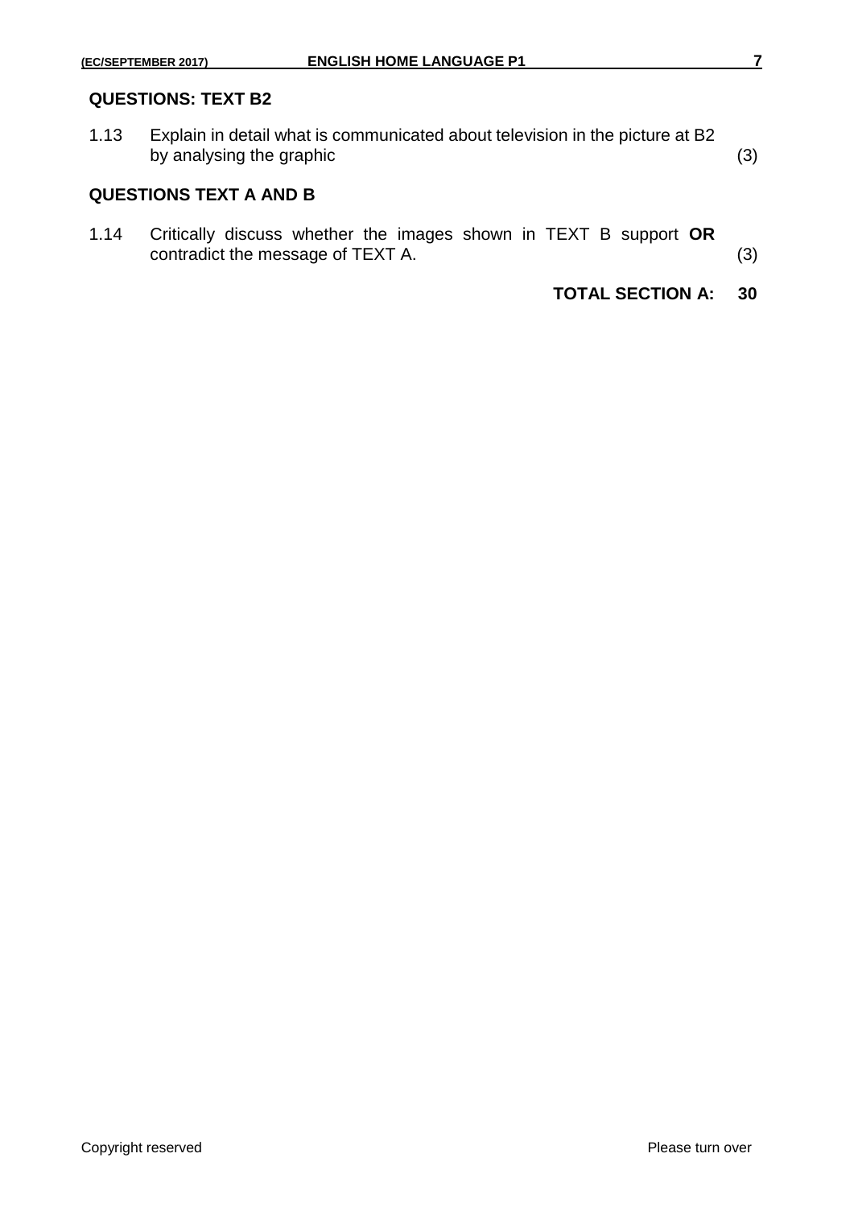**QUESTIONS: TEXT B2**

1.13 Explain in detail what is communicated about television in the picture at B2 by analysing the graphic (3)

**QUESTIONS TEXT A AND B**

1.14 Critically discuss whether the images shown in TEXT B support **OR** contradict the message of TEXT A. (3)

**TOTAL SECTION A: 30**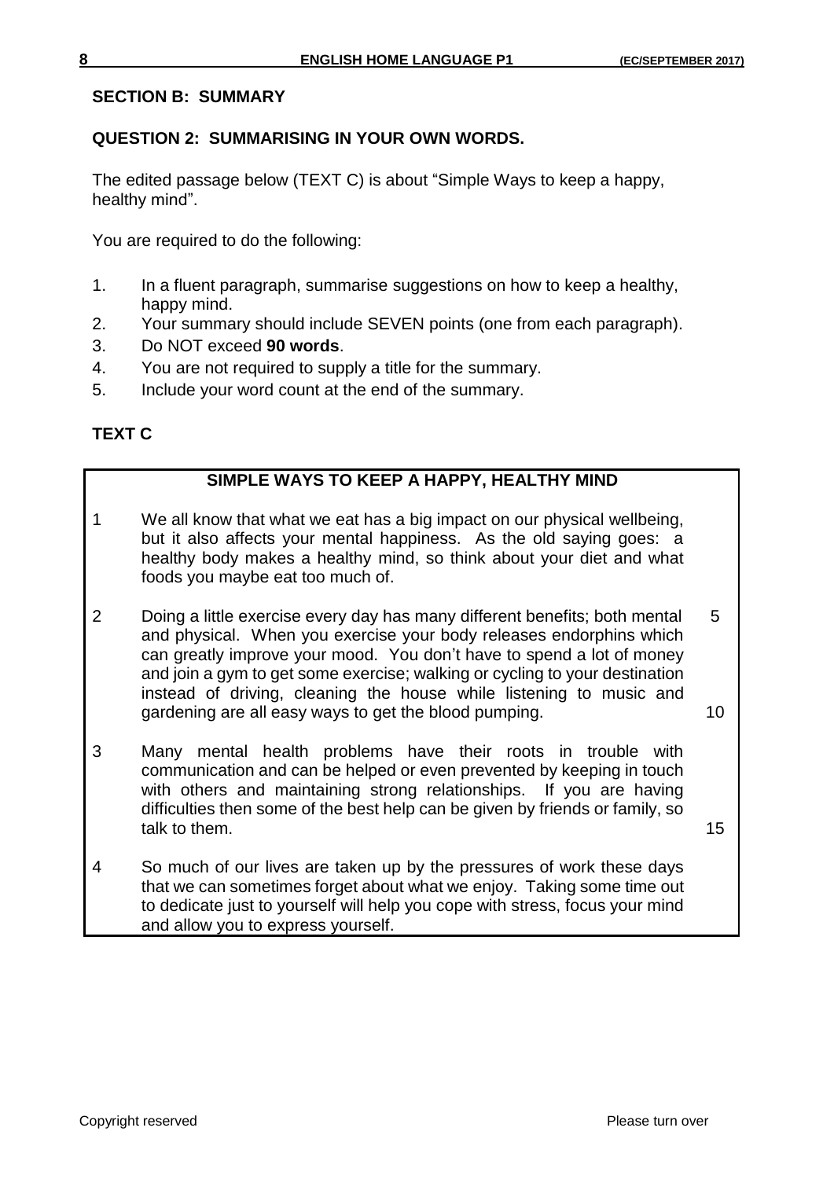**SECTION B: SUMMARY**

**QUESTION 2: SUMMARISING IN YOUR OWN WORDS.**

The edited passage below (TEXT C) is about "Simple Ways to keep a happy, healthy mind".

You are required to do the following:

1. In a fluent paragraph, summarise suggestions on how to keep a healthy, happy mind.
2. Your summary should include SEVEN points (one from each paragraph).
3. Do NOT exceed **90 words**.
4. You are not required to supply a title for the summary.
5. Include your word count at the end of the summary.

**TEXT C**

**SIMPLE WAYS TO KEEP A HAPPY, HEALTHY MIND**

1 We all know that what we eat has a big impact on our physical wellbeing, but it also affects your mental happiness. As the old saying goes: a healthy body makes a healthy mind, so think about your diet and what foods you maybe eat too much of.

2 Doing a little exercise every day has many different benefits; both mental and physical. When you exercise your body releases endorphins which can greatly improve your mood. You don't have to spend a lot of money and join a gym to get some exercise; walking or cycling to your destination instead of driving, cleaning the house while listening to music and gardening are all easy ways to get the blood pumping.

3 Many mental health problems have their roots in trouble with communication and can be helped or even prevented by keeping in touch with others and maintaining strong relationships. If you are having difficulties then some of the best help can be given by friends or family, so talk to them.

4 So much of our lives are taken up by the pressures of work these days that we can sometimes forget about what we enjoy. Taking some time out to dedicate just to yourself will help you cope with stress, focus your mind and allow you to express yourself.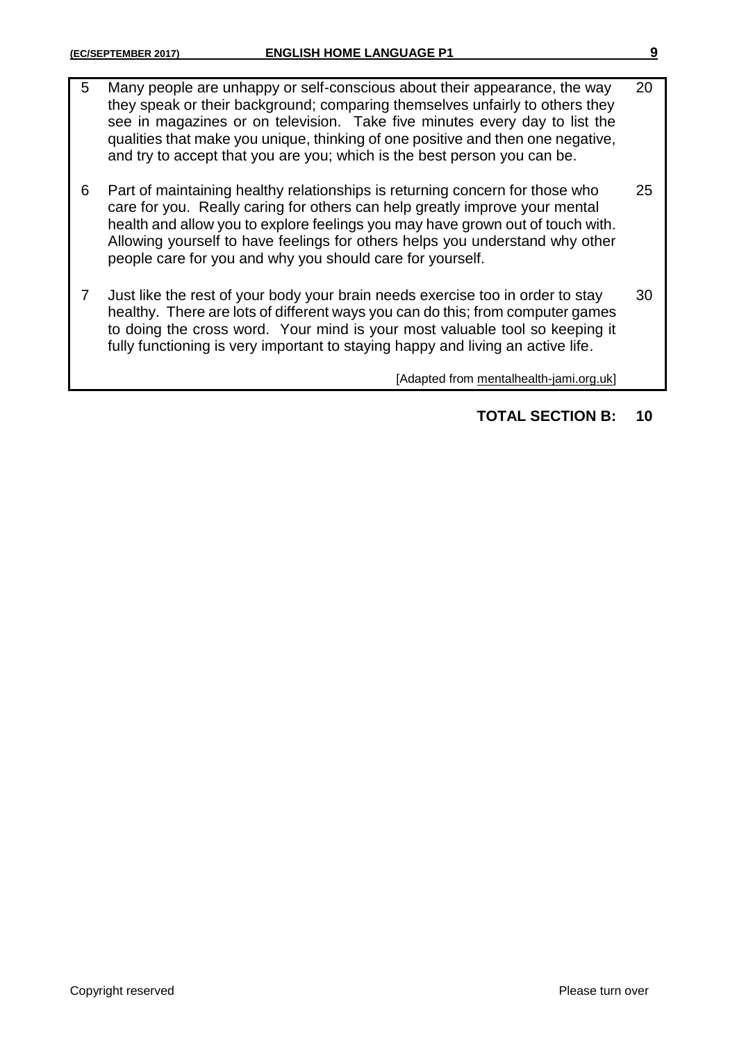| | | |
|---|---|---|
| 5 | Many people are unhappy or self-conscious about their appearance, the way they speak or their background; comparing themselves unfairly to others they see in magazines or on television. Take five minutes every day to list the qualities that make you unique, thinking of one positive and then one negative, and try to accept that you are you; which is the best person you can be. | 20 |
| 6 | Part of maintaining healthy relationships is returning concern for those who care for you. Really caring for others can help greatly improve your mental health and allow you to explore feelings you may have grown out of touch with. Allowing yourself to have feelings for others helps you understand why other people care for you and why you should care for yourself. | 25 |
| 7 | Just like the rest of your body your brain needs exercise too in order to stay healthy. There are lots of different ways you can do this; from computer games to doing the cross word. Your mind is your most valuable tool so keeping it fully functioning is very important to staying happy and living an active life. | 30 |

[Adapted from mentalhealth-jami.org.uk]

**TOTAL SECTION B: 10**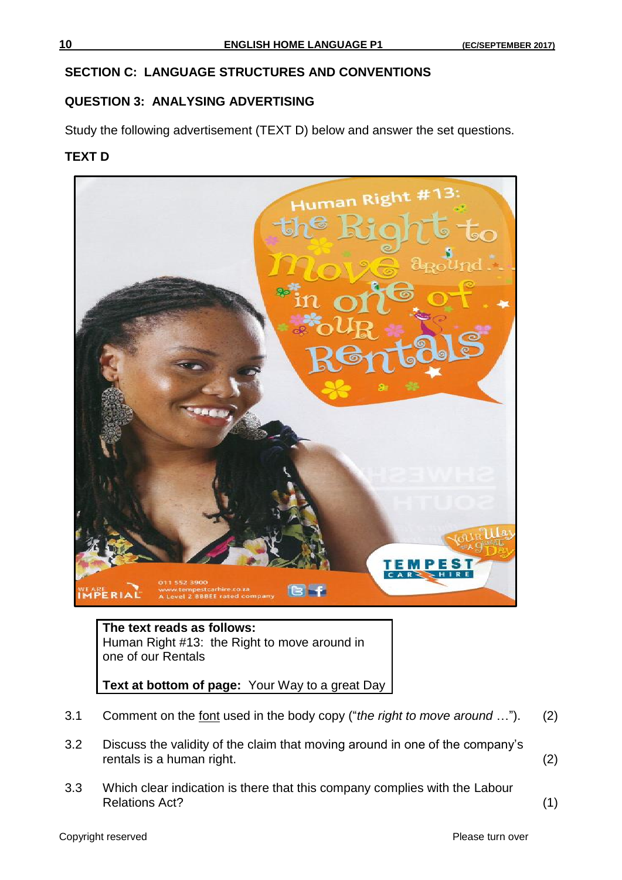## SECTION C: LANGUAGE STRUCTURES AND CONVENTIONS

### QUESTION 3: ANALYSING ADVERTISING

Study the following advertisement (TEXT D) below and answer the set questions.

**TEXT D**

**The text reads as follows:**
Human Right #13: the Right to move around in one of our Rentals

**Text at bottom of page:** Your Way to a great Day

3.1 Comment on the <u>font</u> used in the body copy ("*the right to move around* …"). (2)

3.2 Discuss the validity of the claim that moving around in one of the company's rentals is a human right. (2)

3.3 Which clear indication is there that this company complies with the Labour Relations Act? (1)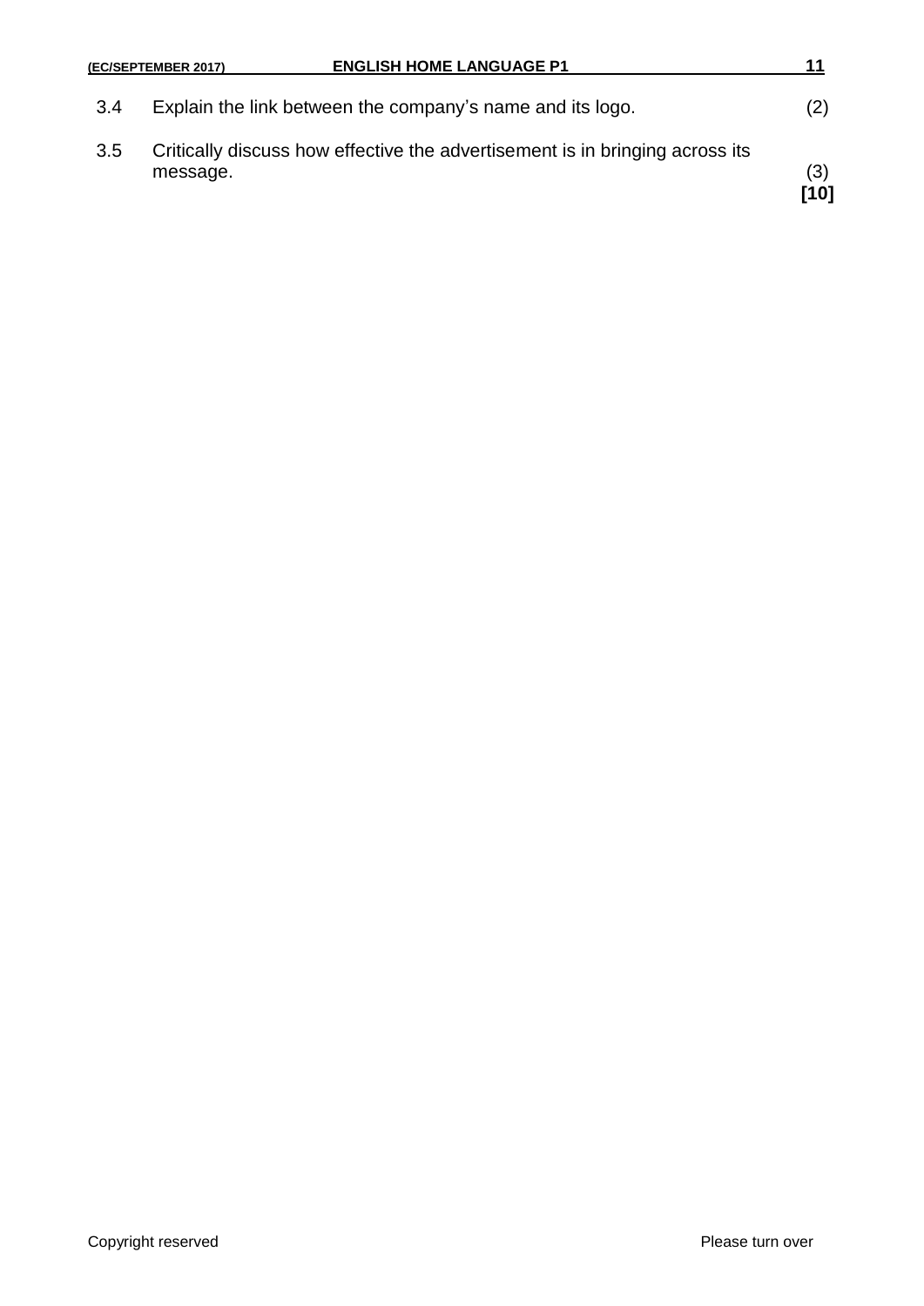3.4 Explain the link between the company's name and its logo. (2)

3.5 Critically discuss how effective the advertisement is in bringing across its message. (3)
**[10]**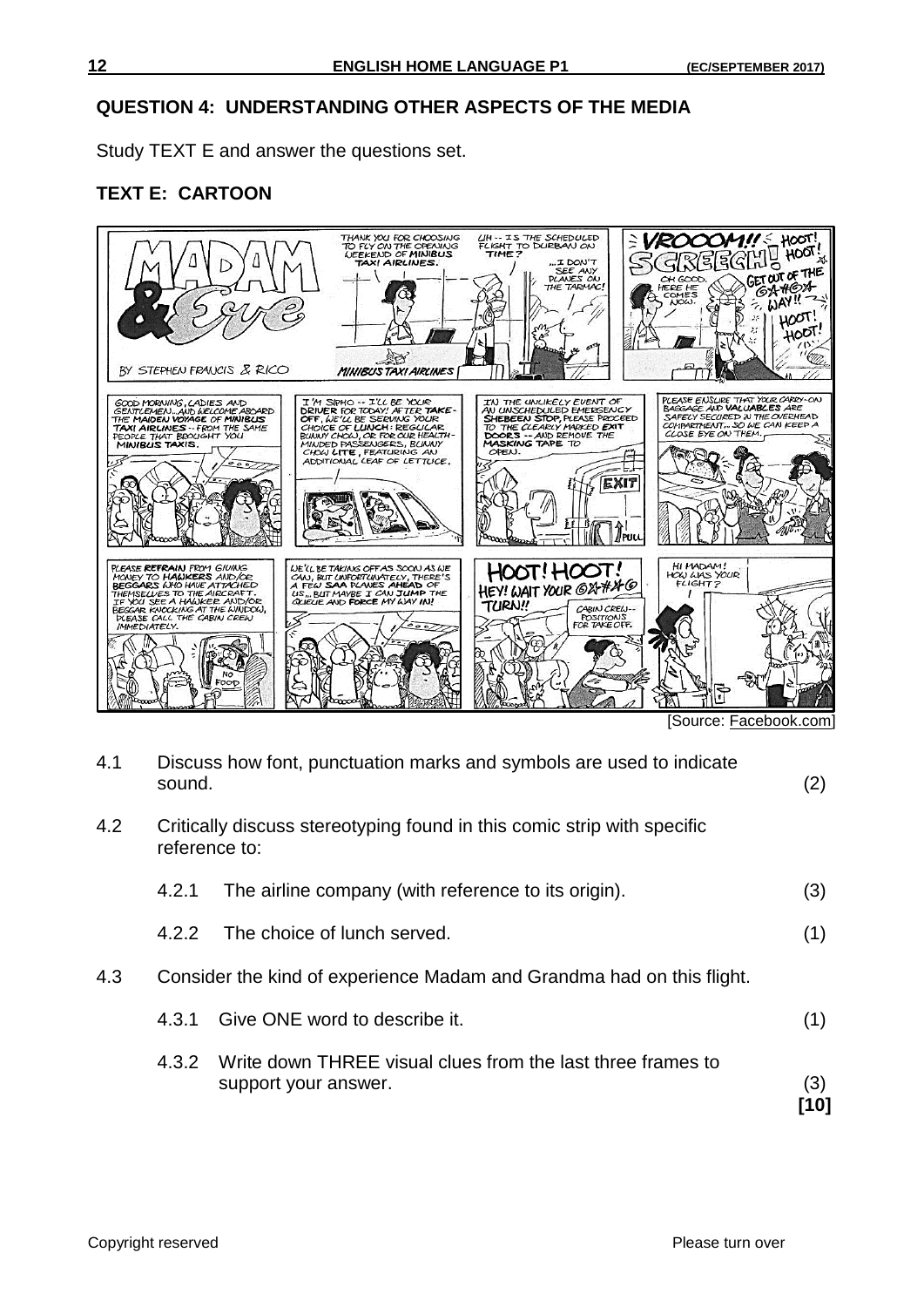## QUESTION 4: UNDERSTANDING OTHER ASPECTS OF THE MEDIA

Study TEXT E and answer the questions set.

### TEXT E: CARTOON

[Source: Facebook.com]

4.1 Discuss how font, punctuation marks and symbols are used to indicate sound. (2)

4.2 Critically discuss stereotyping found in this comic strip with specific reference to:

4.2.1 The airline company (with reference to its origin). (3)

4.2.2 The choice of lunch served. (1)

4.3 Consider the kind of experience Madam and Grandma had on this flight.

4.3.1 Give ONE word to describe it. (1)

4.3.2 Write down THREE visual clues from the last three frames to support your answer. (3)

**[10]**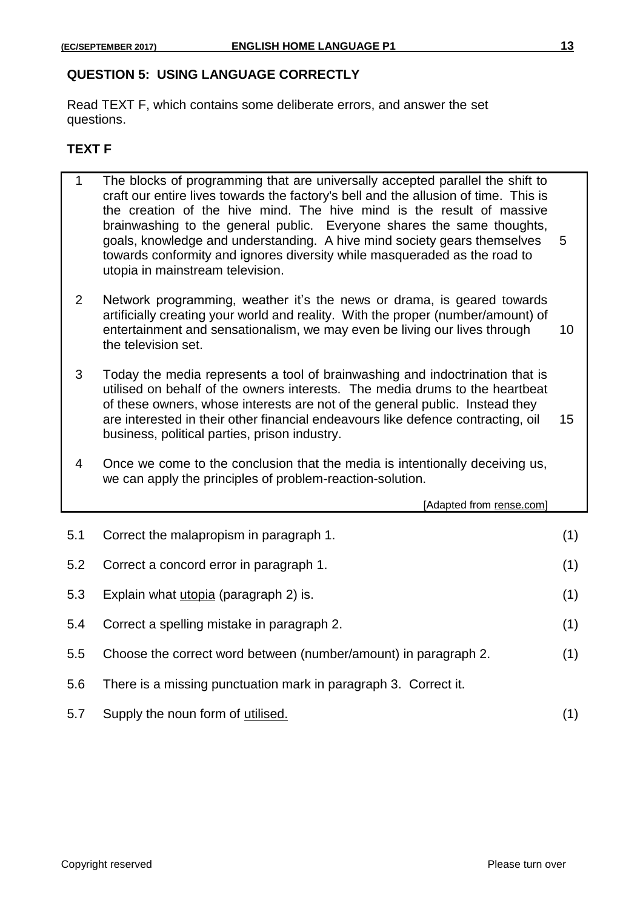**QUESTION 5: USING LANGUAGE CORRECTLY**

Read TEXT F, which contains some deliberate errors, and answer the set questions.

**TEXT F**

| | | |
|---|---|---|
| 1 | The blocks of programming that are universally accepted parallel the shift to craft our entire lives towards the factory's bell and the allusion of time. This is the creation of the hive mind. The hive mind is the result of massive brainwashing to the general public. Everyone shares the same thoughts, goals, knowledge and understanding. A hive mind society gears themselves towards conformity and ignores diversity while masqueraded as the road to utopia in mainstream television. | 5 |
| 2 | Network programming, weather it's the news or drama, is geared towards artificially creating your world and reality. With the proper (number/amount) of entertainment and sensationalism, we may even be living our lives through the television set. | 10 |
| 3 | Today the media represents a tool of brainwashing and indoctrination that is utilised on behalf of the owners interests. The media drums to the heartbeat of these owners, whose interests are not of the general public. Instead they are interested in their other financial endeavours like defence contracting, oil business, political parties, prison industry. | 15 |
| 4 | Once we come to the conclusion that the media is intentionally deceiving us, we can apply the principles of problem-reaction-solution. | |

[Adapted from rense.com]

| | | |
|---|---|---|
| 5.1 | Correct the malapropism in paragraph 1. | (1) |
| 5.2 | Correct a concord error in paragraph 1. | (1) |
| 5.3 | Explain what utopia (paragraph 2) is. | (1) |
| 5.4 | Correct a spelling mistake in paragraph 2. | (1) |
| 5.5 | Choose the correct word between (number/amount) in paragraph 2. | (1) |
| 5.6 | There is a missing punctuation mark in paragraph 3. Correct it. | |
| 5.7 | Supply the noun form of utilised. | (1) |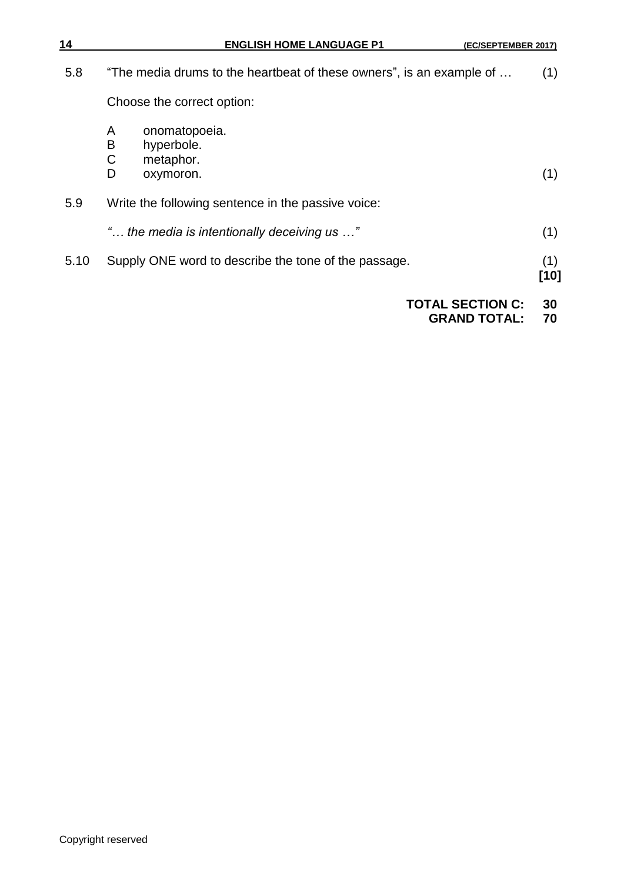5.8 "The media drums to the heartbeat of these owners", is an example of … (1)

Choose the correct option:

A onomatopoeia.
B hyperbole.
C metaphor.
D oxymoron. (1)

5.9 Write the following sentence in the passive voice:

*"… the media is intentionally deceiving us …"* (1)

5.10 Supply ONE word to describe the tone of the passage. (1)
**[10]**

**TOTAL SECTION C: 30**
**GRAND TOTAL: 70**